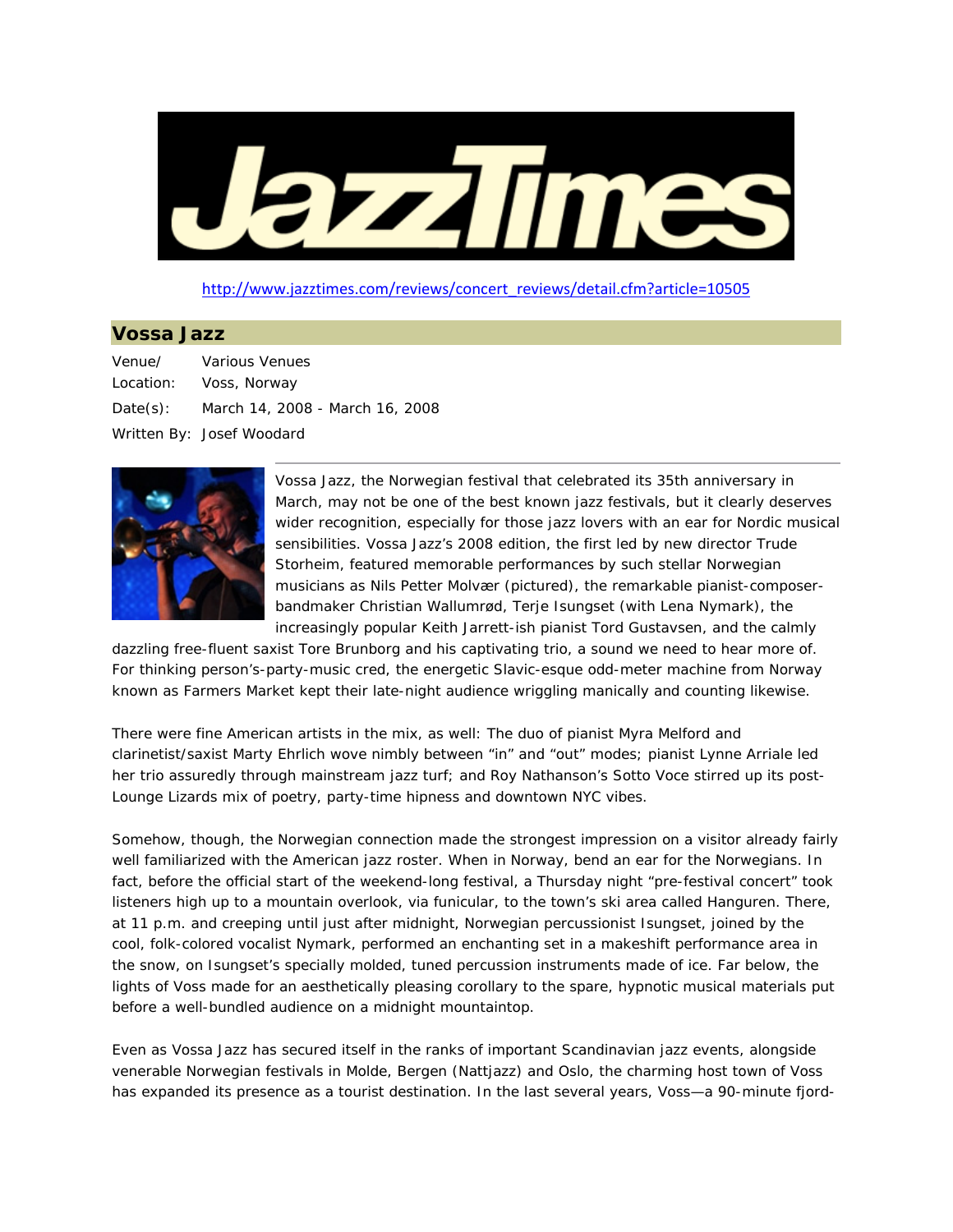# JazzTimes

http://www.jazztimes.com/reviews/concert_reviews/detail.cfm?article=10505

## Vossa Jazz

Venue/ Location: Various Venues
Voss, Norway

Date(s): March 14, 2008 - March 16, 2008

Written By: Josef Woodard

Vossa Jazz, the Norwegian festival that celebrated its 35th anniversary in March, may not be one of the best known jazz festivals, but it clearly deserves wider recognition, especially for those jazz lovers with an ear for Nordic musical sensibilities. Vossa Jazz's 2008 edition, the first led by new director Trude Storheim, featured memorable performances by such stellar Norwegian musicians as Nils Petter Molvær (pictured), the remarkable pianist-composer-bandmaker Christian Wallumrød, Terje Isungset (with Lena Nymark), the increasingly popular Keith Jarrett-ish pianist Tord Gustavsen, and the calmly dazzling free-fluent saxist Tore Brunborg and his captivating trio, a sound we need to hear more of. For thinking person's-party-music cred, the energetic Slavic-esque odd-meter machine from Norway known as Farmers Market kept their late-night audience wriggling manically and counting likewise.

There were fine American artists in the mix, as well: The duo of pianist Myra Melford and clarinetist/saxist Marty Ehrlich wove nimbly between "in" and "out" modes; pianist Lynne Arriale led her trio assuredly through mainstream jazz turf; and Roy Nathanson's Sotto Voce stirred up its post-Lounge Lizards mix of poetry, party-time hipness and downtown NYC vibes.

Somehow, though, the Norwegian connection made the strongest impression on a visitor already fairly well familiarized with the American jazz roster. When in Norway, bend an ear for the Norwegians. In fact, before the official start of the weekend-long festival, a Thursday night "pre-festival concert" took listeners high up to a mountain overlook, via funicular, to the town's ski area called Hanguren. There, at 11 p.m. and creeping until just after midnight, Norwegian percussionist Isungset, joined by the cool, folk-colored vocalist Nymark, performed an enchanting set in a makeshift performance area in the snow, on Isungset's specially molded, tuned percussion instruments made of ice. Far below, the lights of Voss made for an aesthetically pleasing corollary to the spare, hypnotic musical materials put before a well-bundled audience on a midnight mountaintop.

Even as Vossa Jazz has secured itself in the ranks of important Scandinavian jazz events, alongside venerable Norwegian festivals in Molde, Bergen (Nattjazz) and Oslo, the charming host town of Voss has expanded its presence as a tourist destination. In the last several years, Voss—a 90-minute fjord-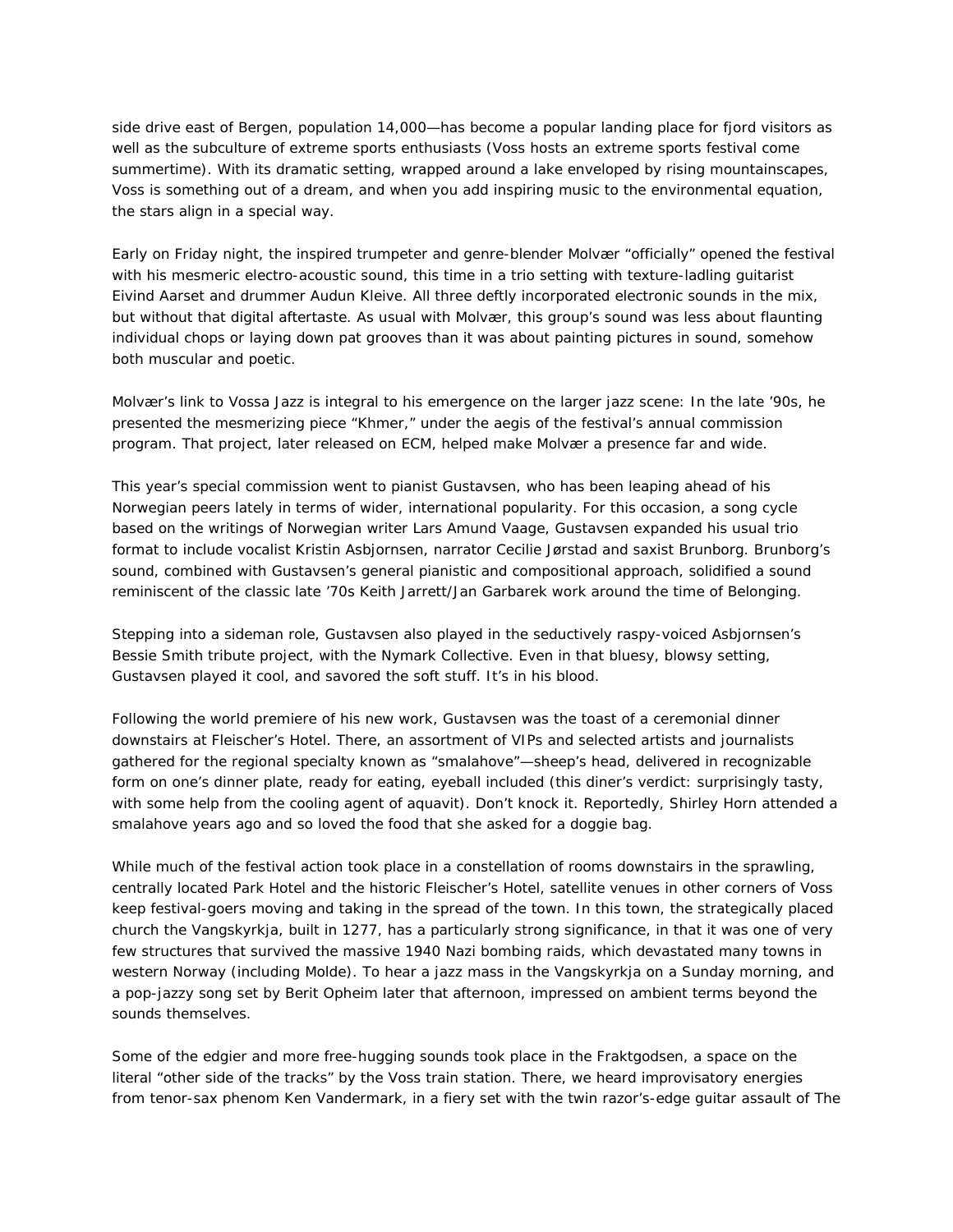side drive east of Bergen, population 14,000—has become a popular landing place for fjord visitors as well as the subculture of extreme sports enthusiasts (Voss hosts an extreme sports festival come summertime). With its dramatic setting, wrapped around a lake enveloped by rising mountainscapes, Voss is something out of a dream, and when you add inspiring music to the environmental equation, the stars align in a special way.

Early on Friday night, the inspired trumpeter and genre-blender Molvær “officially” opened the festival with his mesmeric electro-acoustic sound, this time in a trio setting with texture-ladling guitarist Eivind Aarset and drummer Audun Kleive. All three deftly incorporated electronic sounds in the mix, but without that digital aftertaste. As usual with Molvær, this group’s sound was less about flaunting individual chops or laying down pat grooves than it was about painting pictures in sound, somehow both muscular and poetic.

Molvær’s link to Vossa Jazz is integral to his emergence on the larger jazz scene: In the late ’90s, he presented the mesmerizing piece “Khmer,” under the aegis of the festival’s annual commission program. That project, later released on ECM, helped make Molvær a presence far and wide.

This year’s special commission went to pianist Gustavsen, who has been leaping ahead of his Norwegian peers lately in terms of wider, international popularity. For this occasion, a song cycle based on the writings of Norwegian writer Lars Amund Vaage, Gustavsen expanded his usual trio format to include vocalist Kristin Asbjornsen, narrator Cecilie Jørstad and saxist Brunborg. Brunborg’s sound, combined with Gustavsen’s general pianistic and compositional approach, solidified a sound reminiscent of the classic late ’70s Keith Jarrett/Jan Garbarek work around the time of Belonging.

Stepping into a sideman role, Gustavsen also played in the seductively raspy-voiced Asbjornsen’s Bessie Smith tribute project, with the Nymark Collective. Even in that bluesy, blowsy setting, Gustavsen played it cool, and savored the soft stuff. It’s in his blood.

Following the world premiere of his new work, Gustavsen was the toast of a ceremonial dinner downstairs at Fleischer’s Hotel. There, an assortment of VIPs and selected artists and journalists gathered for the regional specialty known as “smalahove”—sheep’s head, delivered in recognizable form on one’s dinner plate, ready for eating, eyeball included (this diner’s verdict: surprisingly tasty, with some help from the cooling agent of aquavit). Don’t knock it. Reportedly, Shirley Horn attended a smalahove years ago and so loved the food that she asked for a doggie bag.

While much of the festival action took place in a constellation of rooms downstairs in the sprawling, centrally located Park Hotel and the historic Fleischer’s Hotel, satellite venues in other corners of Voss keep festival-goers moving and taking in the spread of the town. In this town, the strategically placed church the Vangskyrkja, built in 1277, has a particularly strong significance, in that it was one of very few structures that survived the massive 1940 Nazi bombing raids, which devastated many towns in western Norway (including Molde). To hear a jazz mass in the Vangskyrkja on a Sunday morning, and a pop-jazzy song set by Berit Opheim later that afternoon, impressed on ambient terms beyond the sounds themselves.

Some of the edgier and more free-hugging sounds took place in the Fraktgodsen, a space on the literal “other side of the tracks” by the Voss train station. There, we heard improvisatory energies from tenor-sax phenom Ken Vandermark, in a fiery set with the twin razor’s-edge guitar assault of The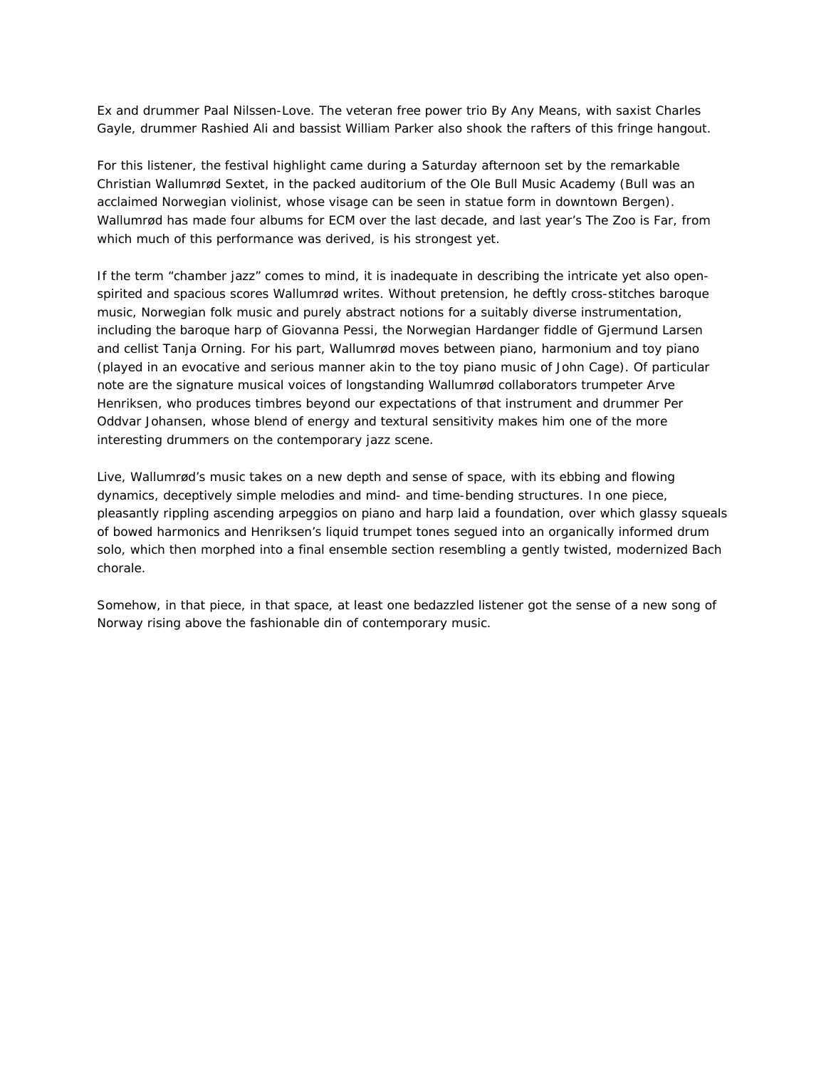Ex and drummer Paal Nilssen-Love. The veteran free power trio By Any Means, with saxist Charles Gayle, drummer Rashied Ali and bassist William Parker also shook the rafters of this fringe hangout.

For this listener, the festival highlight came during a Saturday afternoon set by the remarkable Christian Wallumrød Sextet, in the packed auditorium of the Ole Bull Music Academy (Bull was an acclaimed Norwegian violinist, whose visage can be seen in statue form in downtown Bergen). Wallumrød has made four albums for ECM over the last decade, and last year's The Zoo is Far, from which much of this performance was derived, is his strongest yet.

If the term "chamber jazz" comes to mind, it is inadequate in describing the intricate yet also open-spirited and spacious scores Wallumrød writes. Without pretension, he deftly cross-stitches baroque music, Norwegian folk music and purely abstract notions for a suitably diverse instrumentation, including the baroque harp of Giovanna Pessi, the Norwegian Hardanger fiddle of Gjermund Larsen and cellist Tanja Orning. For his part, Wallumrød moves between piano, harmonium and toy piano (played in an evocative and serious manner akin to the toy piano music of John Cage). Of particular note are the signature musical voices of longstanding Wallumrød collaborators trumpeter Arve Henriksen, who produces timbres beyond our expectations of that instrument and drummer Per Oddvar Johansen, whose blend of energy and textural sensitivity makes him one of the more interesting drummers on the contemporary jazz scene.

Live, Wallumrød's music takes on a new depth and sense of space, with its ebbing and flowing dynamics, deceptively simple melodies and mind- and time-bending structures. In one piece, pleasantly rippling ascending arpeggios on piano and harp laid a foundation, over which glassy squeals of bowed harmonics and Henriksen's liquid trumpet tones segued into an organically informed drum solo, which then morphed into a final ensemble section resembling a gently twisted, modernized Bach chorale.

Somehow, in that piece, in that space, at least one bedazzled listener got the sense of a new song of Norway rising above the fashionable din of contemporary music.